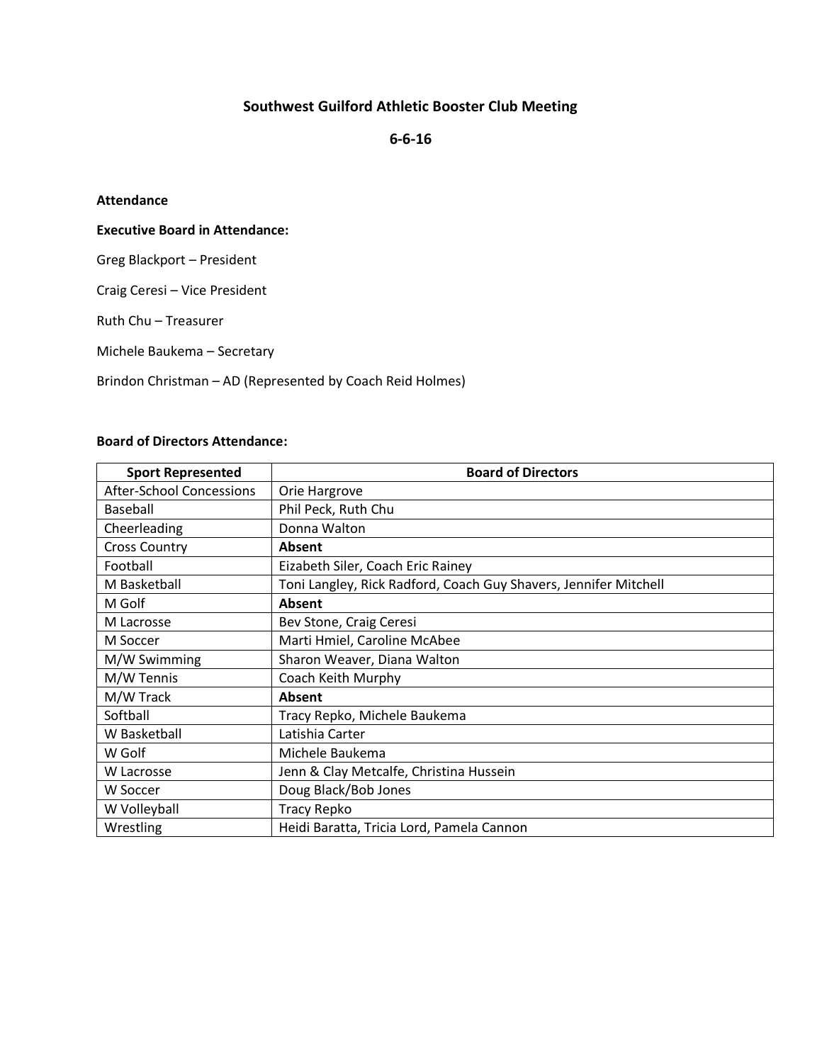# Southwest Guilford Athletic Booster Club Meeting

## 6-6-16

**Attendance**

**Executive Board in Attendance:**

Greg Blackport – President

Craig Ceresi – Vice President

Ruth Chu – Treasurer

Michele Baukema – Secretary

Brindon Christman – AD (Represented by Coach Reid Holmes)

**Board of Directors Attendance:**

| Sport Represented | Board of Directors |
|---|---|
| After-School Concessions | Orie Hargrove |
| Baseball | Phil Peck, Ruth Chu |
| Cheerleading | Donna Walton |
| Cross Country | **Absent** |
| Football | Eizabeth Siler, Coach Eric Rainey |
| M Basketball | Toni Langley, Rick Radford, Coach Guy Shavers, Jennifer Mitchell |
| M Golf | **Absent** |
| M Lacrosse | Bev Stone, Craig Ceresi |
| M Soccer | Marti Hmiel, Caroline McAbee |
| M/W Swimming | Sharon Weaver, Diana Walton |
| M/W Tennis | Coach Keith Murphy |
| M/W Track | **Absent** |
| Softball | Tracy Repko, Michele Baukema |
| W Basketball | Latishia Carter |
| W Golf | Michele Baukema |
| W Lacrosse | Jenn & Clay Metcalfe, Christina Hussein |
| W Soccer | Doug Black/Bob Jones |
| W Volleyball | Tracy Repko |
| Wrestling | Heidi Baratta, Tricia Lord, Pamela Cannon |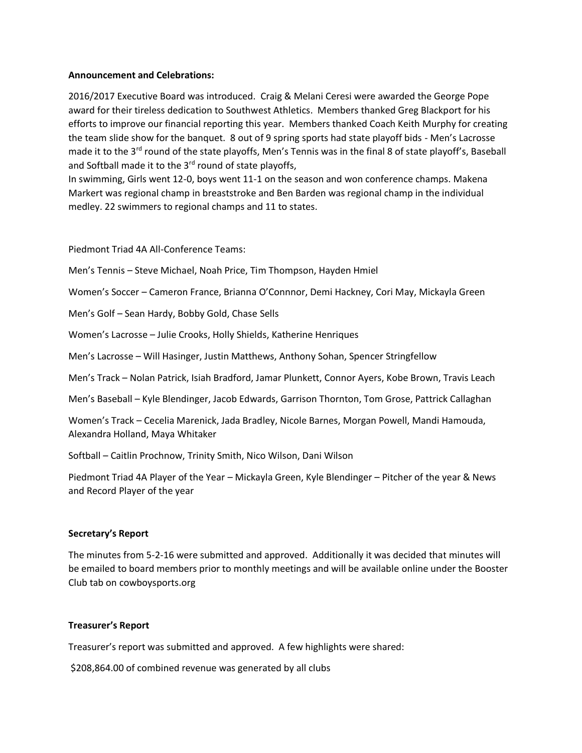**Announcement and Celebrations:**

2016/2017 Executive Board was introduced. Craig & Melani Ceresi were awarded the George Pope award for their tireless dedication to Southwest Athletics. Members thanked Greg Blackport for his efforts to improve our financial reporting this year. Members thanked Coach Keith Murphy for creating the team slide show for the banquet. 8 out of 9 spring sports had state playoff bids - Men's Lacrosse made it to the 3rd round of the state playoffs, Men's Tennis was in the final 8 of state playoff's, Baseball and Softball made it to the 3rd round of state playoffs,
In swimming, Girls went 12-0, boys went 11-1 on the season and won conference champs. Makena Markert was regional champ in breaststroke and Ben Barden was regional champ in the individual medley. 22 swimmers to regional champs and 11 to states.

Piedmont Triad 4A All-Conference Teams:

Men's Tennis – Steve Michael, Noah Price, Tim Thompson, Hayden Hmiel

Women's Soccer – Cameron France, Brianna O'Connnor, Demi Hackney, Cori May, Mickayla Green

Men's Golf – Sean Hardy, Bobby Gold, Chase Sells

Women's Lacrosse – Julie Crooks, Holly Shields, Katherine Henriques

Men's Lacrosse – Will Hasinger, Justin Matthews, Anthony Sohan, Spencer Stringfellow

Men's Track – Nolan Patrick, Isiah Bradford, Jamar Plunkett, Connor Ayers, Kobe Brown, Travis Leach

Men's Baseball – Kyle Blendinger, Jacob Edwards, Garrison Thornton, Tom Grose, Pattrick Callaghan

Women's Track – Cecelia Marenick, Jada Bradley, Nicole Barnes, Morgan Powell, Mandi Hamouda, Alexandra Holland, Maya Whitaker

Softball – Caitlin Prochnow, Trinity Smith, Nico Wilson, Dani Wilson

Piedmont Triad 4A Player of the Year – Mickayla Green, Kyle Blendinger – Pitcher of the year & News and Record Player of the year

**Secretary's Report**

The minutes from 5-2-16 were submitted and approved. Additionally it was decided that minutes will be emailed to board members prior to monthly meetings and will be available online under the Booster Club tab on cowboysports.org

**Treasurer's Report**

Treasurer's report was submitted and approved. A few highlights were shared:

$208,864.00 of combined revenue was generated by all clubs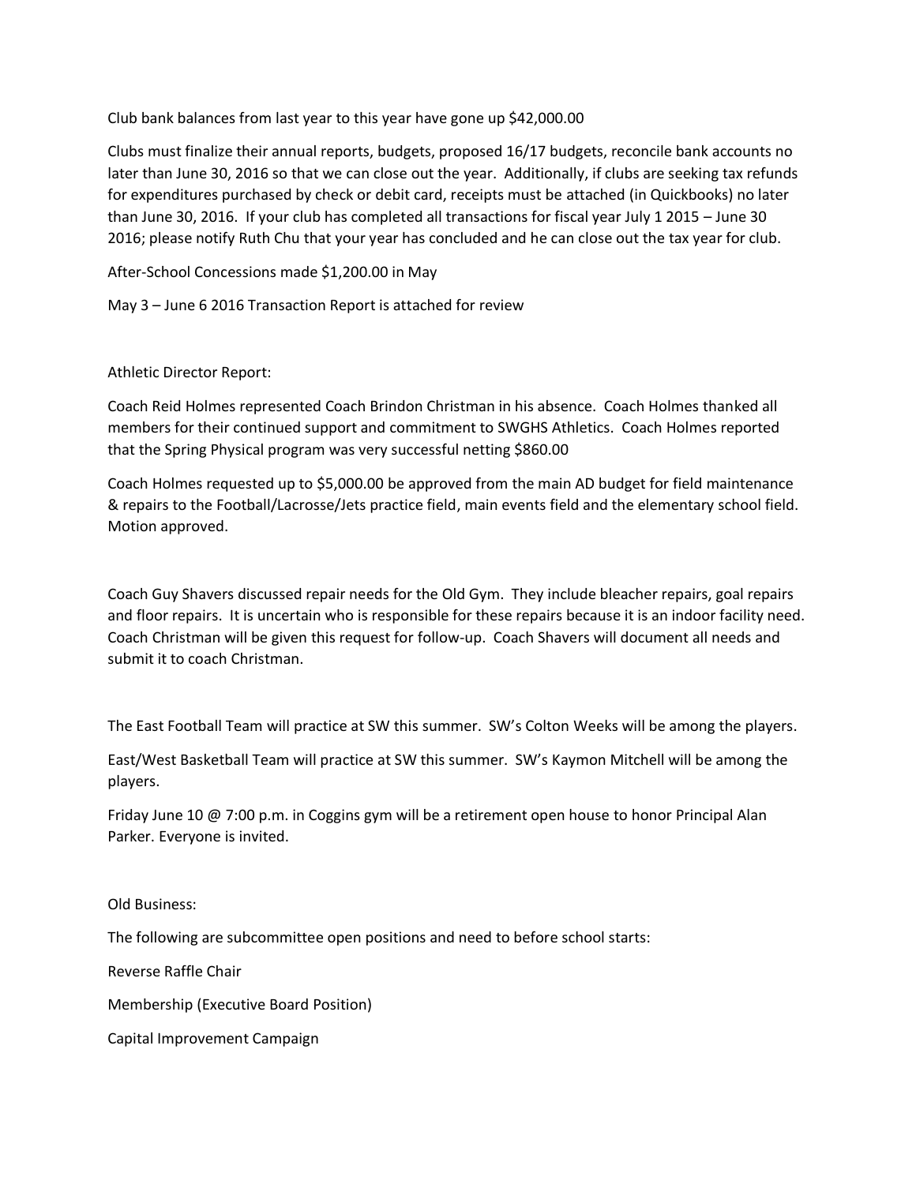Club bank balances from last year to this year have gone up $42,000.00

Clubs must finalize their annual reports, budgets, proposed 16/17 budgets, reconcile bank accounts no later than June 30, 2016 so that we can close out the year. Additionally, if clubs are seeking tax refunds for expenditures purchased by check or debit card, receipts must be attached (in Quickbooks) no later than June 30, 2016. If your club has completed all transactions for fiscal year July 1 2015 – June 30 2016; please notify Ruth Chu that your year has concluded and he can close out the tax year for club.

After-School Concessions made $1,200.00 in May

May 3 – June 6 2016 Transaction Report is attached for review

Athletic Director Report:

Coach Reid Holmes represented Coach Brindon Christman in his absence. Coach Holmes thanked all members for their continued support and commitment to SWGHS Athletics. Coach Holmes reported that the Spring Physical program was very successful netting $860.00

Coach Holmes requested up to $5,000.00 be approved from the main AD budget for field maintenance & repairs to the Football/Lacrosse/Jets practice field, main events field and the elementary school field. Motion approved.

Coach Guy Shavers discussed repair needs for the Old Gym. They include bleacher repairs, goal repairs and floor repairs. It is uncertain who is responsible for these repairs because it is an indoor facility need. Coach Christman will be given this request for follow-up. Coach Shavers will document all needs and submit it to coach Christman.

The East Football Team will practice at SW this summer. SW's Colton Weeks will be among the players.

East/West Basketball Team will practice at SW this summer. SW's Kaymon Mitchell will be among the players.

Friday June 10 @ 7:00 p.m. in Coggins gym will be a retirement open house to honor Principal Alan Parker. Everyone is invited.

Old Business:

The following are subcommittee open positions and need to before school starts:

Reverse Raffle Chair

Membership (Executive Board Position)

Capital Improvement Campaign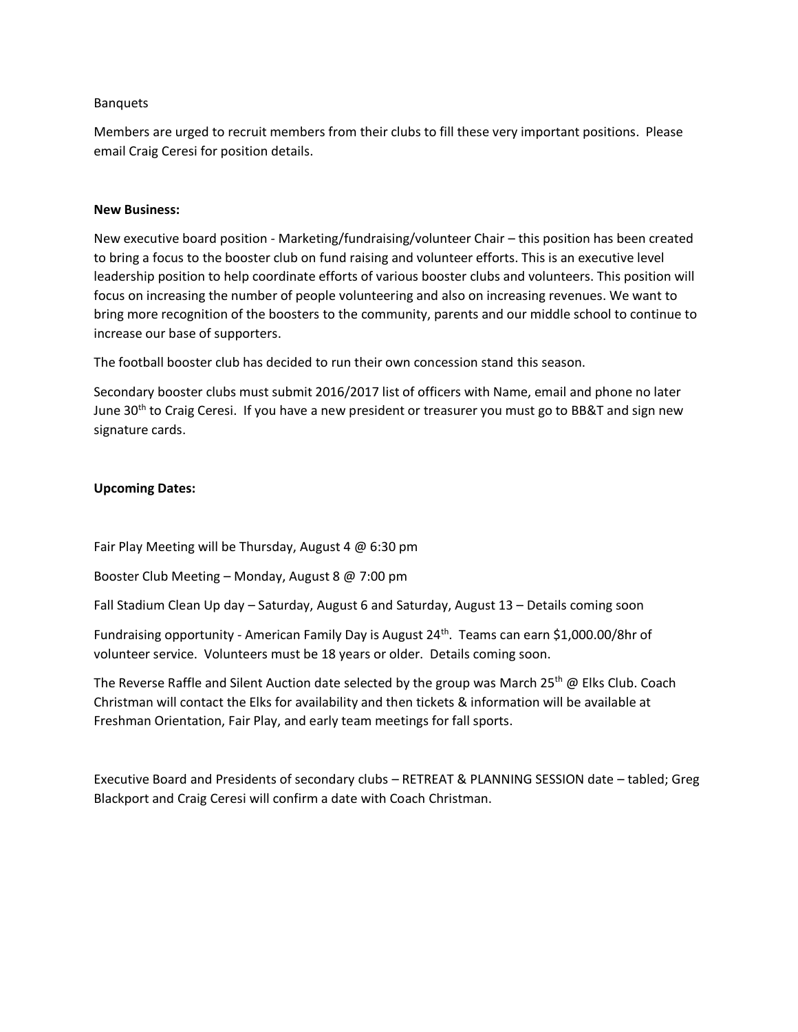Banquets

Members are urged to recruit members from their clubs to fill these very important positions. Please email Craig Ceresi for position details.

**New Business:**

New executive board position - Marketing/fundraising/volunteer Chair – this position has been created to bring a focus to the booster club on fund raising and volunteer efforts. This is an executive level leadership position to help coordinate efforts of various booster clubs and volunteers. This position will focus on increasing the number of people volunteering and also on increasing revenues. We want to bring more recognition of the boosters to the community, parents and our middle school to continue to increase our base of supporters.

The football booster club has decided to run their own concession stand this season.

Secondary booster clubs must submit 2016/2017 list of officers with Name, email and phone no later June 30th to Craig Ceresi. If you have a new president or treasurer you must go to BB&T and sign new signature cards.

**Upcoming Dates:**

Fair Play Meeting will be Thursday, August 4 @ 6:30 pm

Booster Club Meeting – Monday, August 8 @ 7:00 pm

Fall Stadium Clean Up day – Saturday, August 6 and Saturday, August 13 – Details coming soon

Fundraising opportunity - American Family Day is August 24th. Teams can earn $1,000.00/8hr of volunteer service. Volunteers must be 18 years or older. Details coming soon.

The Reverse Raffle and Silent Auction date selected by the group was March 25th @ Elks Club. Coach Christman will contact the Elks for availability and then tickets & information will be available at Freshman Orientation, Fair Play, and early team meetings for fall sports.

Executive Board and Presidents of secondary clubs – RETREAT & PLANNING SESSION date – tabled; Greg Blackport and Craig Ceresi will confirm a date with Coach Christman.